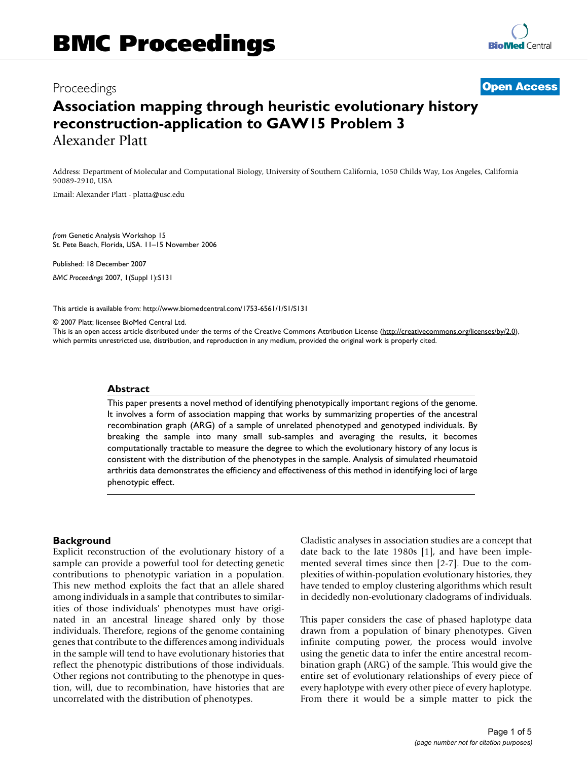# BMC Proceedings

Proceedings

**Open Access**

# Association mapping through heuristic evolutionary history reconstruction-application to GAW15 Problem 3

Alexander Platt

Address: Department of Molecular and Computational Biology, University of Southern California, 1050 Childs Way, Los Angeles, California 90089-2910, USA

Email: Alexander Platt - platta@usc.edu

*from* Genetic Analysis Workshop 15
St. Pete Beach, Florida, USA. 11–15 November 2006

Published: 18 December 2007

*BMC Proceedings* 2007, **1**(Suppl 1):S131

This article is available from: http://www.biomedcentral.com/1753-6561/1/S1/S131

© 2007 Platt; licensee BioMed Central Ltd.
This is an open access article distributed under the terms of the Creative Commons Attribution License (http://creativecommons.org/licenses/by/2.0), which permits unrestricted use, distribution, and reproduction in any medium, provided the original work is properly cited.

## Abstract

This paper presents a novel method of identifying phenotypically important regions of the genome. It involves a form of association mapping that works by summarizing properties of the ancestral recombination graph (ARG) of a sample of unrelated phenotyped and genotyped individuals. By breaking the sample into many small sub-samples and averaging the results, it becomes computationally tractable to measure the degree to which the evolutionary history of any locus is consistent with the distribution of the phenotypes in the sample. Analysis of simulated rheumatoid arthritis data demonstrates the efficiency and effectiveness of this method in identifying loci of large phenotypic effect.

## Background

Explicit reconstruction of the evolutionary history of a sample can provide a powerful tool for detecting genetic contributions to phenotypic variation in a population. This new method exploits the fact that an allele shared among individuals in a sample that contributes to similarities of those individuals' phenotypes must have originated in an ancestral lineage shared only by those individuals. Therefore, regions of the genome containing genes that contribute to the differences among individuals in the sample will tend to have evolutionary histories that reflect the phenotypic distributions of those individuals. Other regions not contributing to the phenotype in question, will, due to recombination, have histories that are uncorrelated with the distribution of phenotypes.

Cladistic analyses in association studies are a concept that date back to the late 1980s [1], and have been implemented several times since then [2-7]. Due to the complexities of within-population evolutionary histories, they have tended to employ clustering algorithms which result in decidedly non-evolutionary cladograms of individuals.

This paper considers the case of phased haplotype data drawn from a population of binary phenotypes. Given infinite computing power, the process would involve using the genetic data to infer the entire ancestral recombination graph (ARG) of the sample. This would give the entire set of evolutionary relationships of every piece of every haplotype with every other piece of every haplotype. From there it would be a simple matter to pick the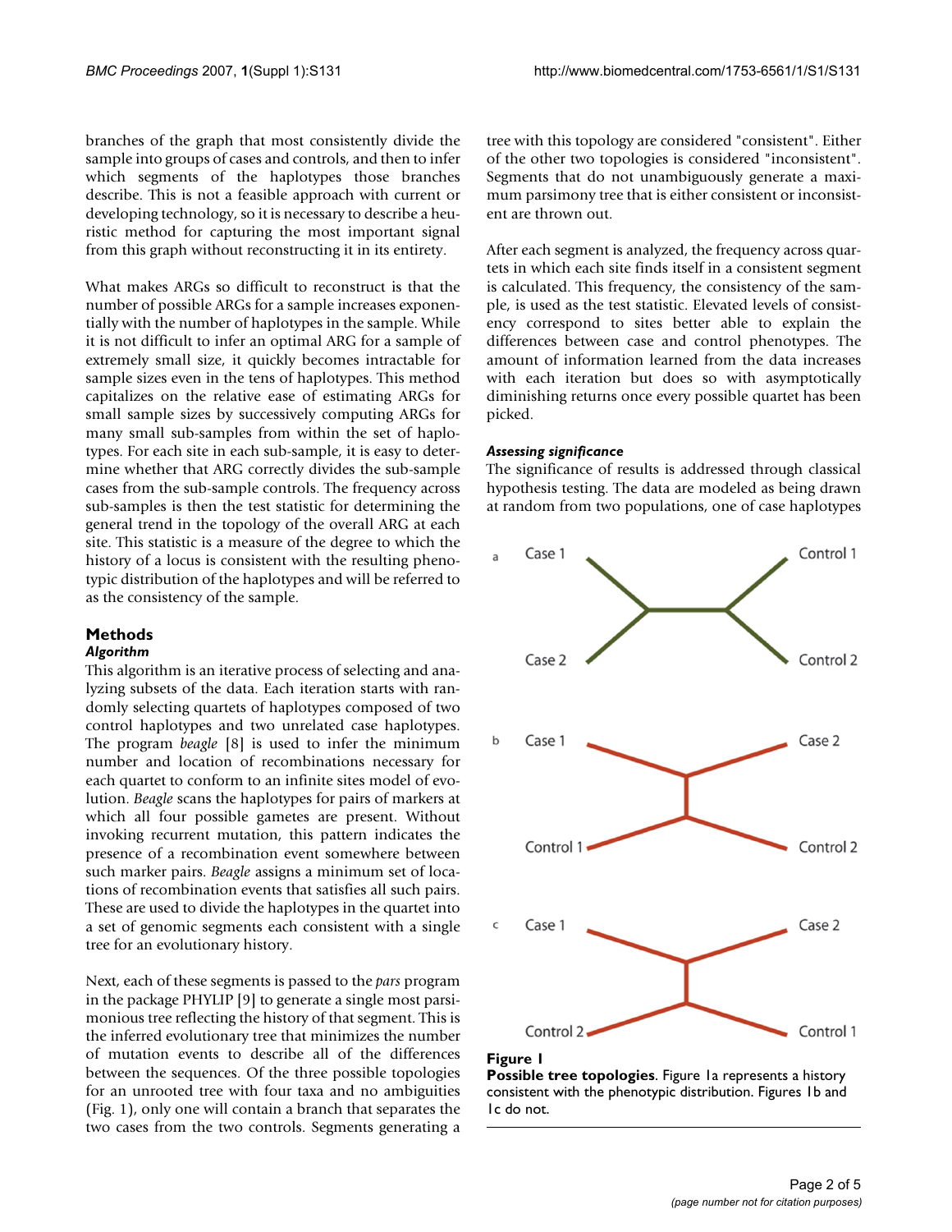branches of the graph that most consistently divide the sample into groups of cases and controls, and then to infer which segments of the haplotypes those branches describe. This is not a feasible approach with current or developing technology, so it is necessary to describe a heuristic method for capturing the most important signal from this graph without reconstructing it in its entirety.

What makes ARGs so difficult to reconstruct is that the number of possible ARGs for a sample increases exponentially with the number of haplotypes in the sample. While it is not difficult to infer an optimal ARG for a sample of extremely small size, it quickly becomes intractable for sample sizes even in the tens of haplotypes. This method capitalizes on the relative ease of estimating ARGs for small sample sizes by successively computing ARGs for many small sub-samples from within the set of haplotypes. For each site in each sub-sample, it is easy to determine whether that ARG correctly divides the sub-sample cases from the sub-sample controls. The frequency across sub-samples is then the test statistic for determining the general trend in the topology of the overall ARG at each site. This statistic is a measure of the degree to which the history of a locus is consistent with the resulting phenotypic distribution of the haplotypes and will be referred to as the consistency of the sample.

## Methods

### *Algorithm*

This algorithm is an iterative process of selecting and analyzing subsets of the data. Each iteration starts with randomly selecting quartets of haplotypes composed of two control haplotypes and two unrelated case haplotypes. The program *beagle* [8] is used to infer the minimum number and location of recombinations necessary for each quartet to conform to an infinite sites model of evolution. *Beagle* scans the haplotypes for pairs of markers at which all four possible gametes are present. Without invoking recurrent mutation, this pattern indicates the presence of a recombination event somewhere between such marker pairs. *Beagle* assigns a minimum set of locations of recombination events that satisfies all such pairs. These are used to divide the haplotypes in the quartet into a set of genomic segments each consistent with a single tree for an evolutionary history.

Next, each of these segments is passed to the *pars* program in the package PHYLIP [9] to generate a single most parsimonious tree reflecting the history of that segment. This is the inferred evolutionary tree that minimizes the number of mutation events to describe all of the differences between the sequences. Of the three possible topologies for an unrooted tree with four taxa and no ambiguities (Fig. 1), only one will contain a branch that separates the two cases from the two controls. Segments generating a tree with this topology are considered "consistent". Either of the other two topologies is considered "inconsistent". Segments that do not unambiguously generate a maximum parsimony tree that is either consistent or inconsistent are thrown out.

After each segment is analyzed, the frequency across quartets in which each site finds itself in a consistent segment is calculated. This frequency, the consistency of the sample, is used as the test statistic. Elevated levels of consistency correspond to sites better able to explain the differences between case and control phenotypes. The amount of information learned from the data increases with each iteration but does so with asymptotically diminishing returns once every possible quartet has been picked.

### *Assessing significance*

The significance of results is addressed through classical hypothesis testing. The data are modeled as being drawn at random from two populations, one of case haplotypes

a
Case 1
Control 1
Case 2
Control 2

b
Case 1
Case 2
Control 1
Control 2

c
Case 1
Case 2
Control 2
Control 1

**Figure 1**
**Possible tree topologies**. Figure 1a represents a history consistent with the phenotypic distribution. Figures 1b and 1c do not.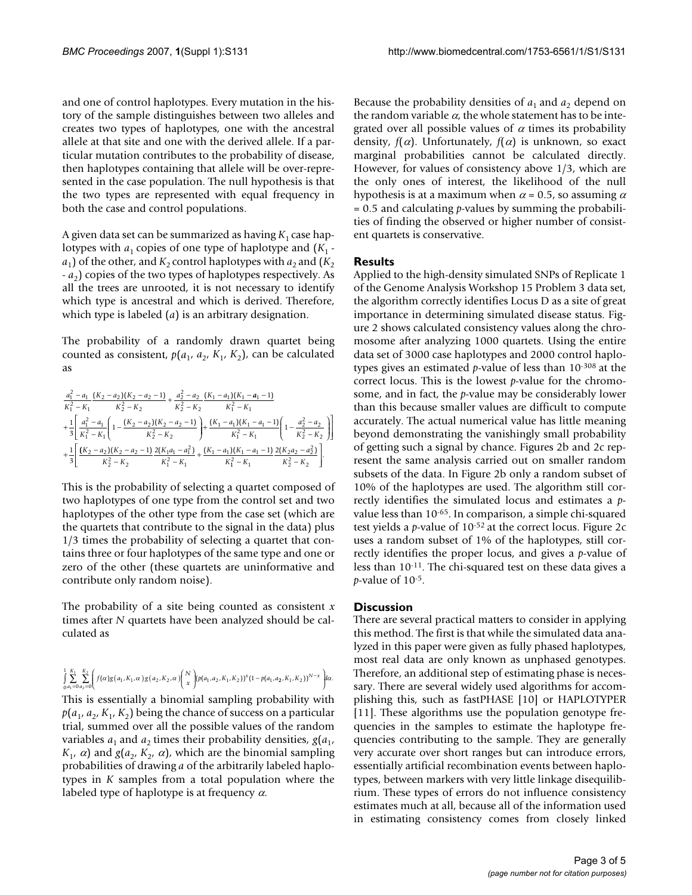and one of control haplotypes. Every mutation in the history of the sample distinguishes between two alleles and creates two types of haplotypes, one with the ancestral allele at that site and one with the derived allele. If a particular mutation contributes to the probability of disease, then haplotypes containing that allele will be over-represented in the case population. The null hypothesis is that the two types are represented with equal frequency in both the case and control populations.

A given data set can be summarized as having $K_1$ case haplotypes with $a_1$ copies of one type of haplotype and $(K_1 - a_1)$ of the other, and $K_2$ control haplotypes with $a_2$ and $(K_2 - a_2)$ copies of the two types of haplotypes respectively. As all the trees are unrooted, it is not necessary to identify which type is ancestral and which is derived. Therefore, which type is labeled $(a)$ is an arbitrary designation.

The probability of a randomly drawn quartet being counted as consistent, $p(a_1, a_2, K_1, K_2)$, can be calculated as

$$\frac{a_1^2 - a_1}{K_1^2 - K_1}\frac{(K_2 - a_2)(K_2 - a_2 - 1)}{K_2^2 - K_2} + \frac{a_2^2 - a_2}{K_2^2 - K_2}\frac{(K_1 - a_1)(K_1 - a_1 - 1)}{K_1^2 - K_1}$$
$$+\frac{1}{3}\left[\frac{a_1^2 - a_1}{K_1^2 - K_1}\left(1 - \frac{(K_2 - a_2)(K_2 - a_2 - 1)}{K_2^2 - K_2}\right) + \frac{(K_1 - a_1)(K_1 - a_1 - 1)}{K_1^2 - K_1}\left(1 - \frac{a_2^2 - a_2}{K_2^2 - K_2}\right)\right]$$
$$+\frac{1}{3}\left[\frac{(K_2 - a_2)(K_2 - a_2 - 1)}{K_2^2 - K_2}\frac{2(K_1 a_1 - a_1^2)}{K_1^2 - K_1} + \frac{(K_1 - a_1)(K_1 - a_1 - 1)}{K_1^2 - K_1}\frac{2(K_2 a_2 - a_2^2)}{K_2^2 - K_2}\right].$$

This is the probability of selecting a quartet composed of two haplotypes of one type from the control set and two haplotypes of the other type from the case set (which are the quartets that contribute to the signal in the data) plus 1/3 times the probability of selecting a quartet that contains three or four haplotypes of the same type and one or zero of the other (these quartets are uninformative and contribute only random noise).

The probability of a site being counted as consistent $x$ times after $N$ quartets have been analyzed should be calculated as

$$\int_0^1 \sum_{a_1=0}^{K_1} \sum_{a_2=0}^{K_2} \left( f(\alpha) g(a_1, K_1, \alpha) g(a_2, K_2, \alpha) \binom{N}{x} (p(a_1, a_2, K_1, K_2))^x (1 - p(a_1, a_2, K_1, K_2))^{N-x} \right) d\alpha.$$

This is essentially a binomial sampling probability with $p(a_1, a_2, K_1, K_2)$ being the chance of success on a particular trial, summed over all the possible values of the random variables $a_1$ and $a_2$ times their probability densities, $g(a_1, K_1, \alpha)$ and $g(a_2, K_2, \alpha)$, which are the binomial sampling probabilities of drawing $a$ of the arbitrarily labeled haplotypes in $K$ samples from a total population where the labeled type of haplotype is at frequency $\alpha$.

Because the probability densities of $a_1$ and $a_2$ depend on the random variable $\alpha$, the whole statement has to be integrated over all possible values of $\alpha$ times its probability density, $f(\alpha)$. Unfortunately, $f(\alpha)$ is unknown, so exact marginal probabilities cannot be calculated directly. However, for values of consistency above 1/3, which are the only ones of interest, the likelihood of the null hypothesis is at a maximum when $\alpha = 0.5$, so assuming $\alpha = 0.5$ and calculating $p$-values by summing the probabilities of finding the observed or higher number of consistent quartets is conservative.

## Results

Applied to the high-density simulated SNPs of Replicate 1 of the Genome Analysis Workshop 15 Problem 3 data set, the algorithm correctly identifies Locus D as a site of great importance in determining simulated disease status. Figure 2 shows calculated consistency values along the chromosome after analyzing 1000 quartets. Using the entire data set of 3000 case haplotypes and 2000 control haplotypes gives an estimated $p$-value of less than $10^{-308}$ at the correct locus. This is the lowest $p$-value for the chromosome, and in fact, the $p$-value may be considerably lower than this because smaller values are difficult to compute accurately. The actual numerical value has little meaning beyond demonstrating the vanishingly small probability of getting such a signal by chance. Figures 2b and 2c represent the same analysis carried out on smaller random subsets of the data. In Figure 2b only a random subset of 10% of the haplotypes are used. The algorithm still correctly identifies the simulated locus and estimates a $p$-value less than $10^{-65}$. In comparison, a simple chi-squared test yields a $p$-value of $10^{-52}$ at the correct locus. Figure 2c uses a random subset of 1% of the haplotypes, still correctly identifies the proper locus, and gives a $p$-value of less than $10^{-11}$. The chi-squared test on these data gives a $p$-value of $10^{-5}$.

## Discussion

There are several practical matters to consider in applying this method. The first is that while the simulated data analyzed in this paper were given as fully phased haplotypes, most real data are only known as unphased genotypes. Therefore, an additional step of estimating phase is necessary. There are several widely used algorithms for accomplishing this, such as fastPHASE [10] or HAPLOTYPER [11]. These algorithms use the population genotype frequencies in the samples to estimate the haplotype frequencies contributing to the sample. They are generally very accurate over short ranges but can introduce errors, essentially artificial recombination events between haplotypes, between markers with very little linkage disequilibrium. These types of errors do not influence consistency estimates much at all, because all of the information used in estimating consistency comes from closely linked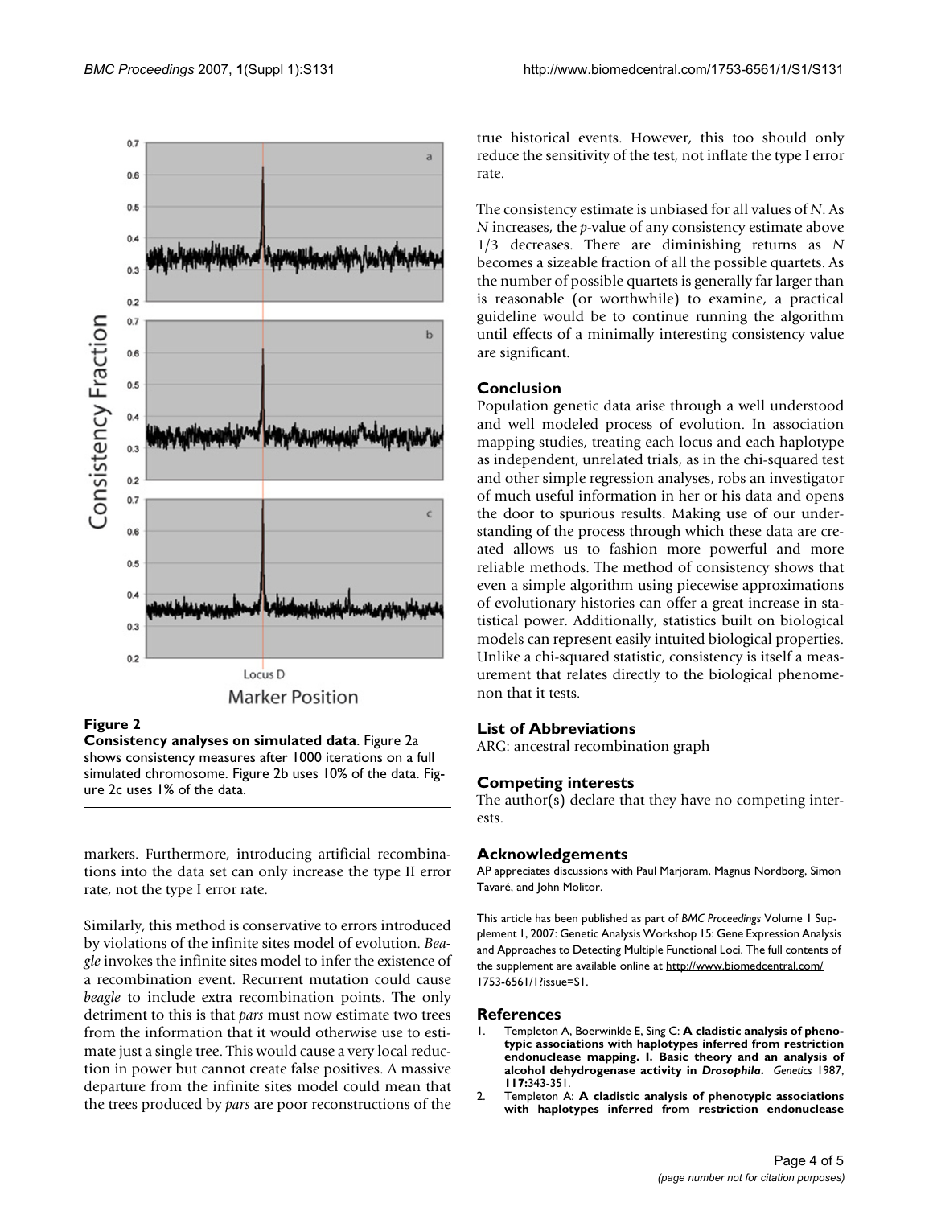0.7
0.6
0.5
0.4
0.3
0.2
a

0.7
0.6
0.5
0.4
0.3
0.2
b

0.7
0.6
0.5
0.4
0.3
0.2
c

Consistency Fraction

Locus D

Marker Position

**Figure 2**

**Consistency analyses on simulated data**. Figure 2a shows consistency measures after 1000 iterations on a full simulated chromosome. Figure 2b uses 10% of the data. Figure 2c uses 1% of the data.

markers. Furthermore, introducing artificial recombinations into the data set can only increase the type II error rate, not the type I error rate.

Similarly, this method is conservative to errors introduced by violations of the infinite sites model of evolution. *Beagle* invokes the infinite sites model to infer the existence of a recombination event. Recurrent mutation could cause *beagle* to include extra recombination points. The only detriment to this is that *pars* must now estimate two trees from the information that it would otherwise use to estimate just a single tree. This would cause a very local reduction in power but cannot create false positives. A massive departure from the infinite sites model could mean that the trees produced by *pars* are poor reconstructions of the true historical events. However, this too should only reduce the sensitivity of the test, not inflate the type I error rate.

The consistency estimate is unbiased for all values of $N$. As $N$ increases, the $p$-value of any consistency estimate above 1/3 decreases. There are diminishing returns as $N$ becomes a sizeable fraction of all the possible quartets. As the number of possible quartets is generally far larger than is reasonable (or worthwhile) to examine, a practical guideline would be to continue running the algorithm until effects of a minimally interesting consistency value are significant.

## Conclusion

Population genetic data arise through a well understood and well modeled process of evolution. In association mapping studies, treating each locus and each haplotype as independent, unrelated trials, as in the chi-squared test and other simple regression analyses, robs an investigator of much useful information in her or his data and opens the door to spurious results. Making use of our understanding of the process through which these data are created allows us to fashion more powerful and more reliable methods. The method of consistency shows that even a simple algorithm using piecewise approximations of evolutionary histories can offer a great increase in statistical power. Additionally, statistics built on biological models can represent easily intuited biological properties. Unlike a chi-squared statistic, consistency is itself a measurement that relates directly to the biological phenomenon that it tests.

## List of Abbreviations

ARG: ancestral recombination graph

## Competing interests

The author(s) declare that they have no competing interests.

## Acknowledgements

AP appreciates discussions with Paul Marjoram, Magnus Nordborg, Simon Tavaré, and John Molitor.

This article has been published as part of *BMC Proceedings* Volume 1 Supplement 1, 2007: Genetic Analysis Workshop 15: Gene Expression Analysis and Approaches to Detecting Multiple Functional Loci. The full contents of the supplement are available online at http://www.biomedcentral.com/1753-6561/1?issue=S1.

## References

1. Templeton A, Boerwinkle E, Sing C: **A cladistic analysis of phenotypic associations with haplotypes inferred from restriction endonuclease mapping. I. Basic theory and an analysis of alcohol dehydrogenase activity in *Drosophila*.** *Genetics* 1987, **117:**343-351.
2. Templeton A: **A cladistic analysis of phenotypic associations with haplotypes inferred from restriction endonuclease**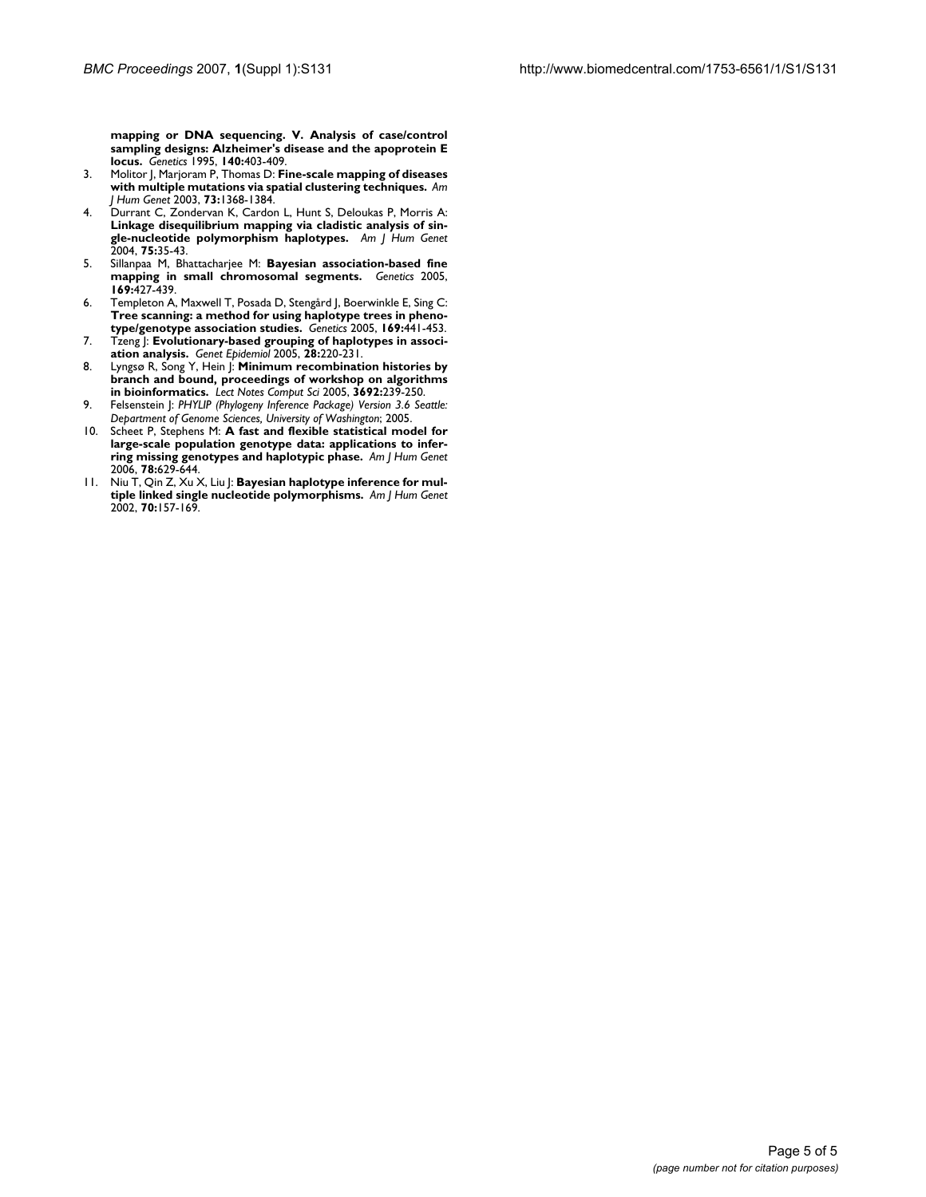mapping or DNA sequencing. V. Analysis of case/control sampling designs: Alzheimer's disease and the apoprotein E locus. *Genetics* 1995, **140:**403-409.

3. Molitor J, Marjoram P, Thomas D: **Fine-scale mapping of diseases with multiple mutations via spatial clustering techniques.** *Am J Hum Genet* 2003, **73:**1368-1384.
4. Durrant C, Zondervan K, Cardon L, Hunt S, Deloukas P, Morris A: **Linkage disequilibrium mapping via cladistic analysis of single-nucleotide polymorphism haplotypes.** *Am J Hum Genet* 2004, **75:**35-43.
5. Sillanpaa M, Bhattacharjee M: **Bayesian association-based fine mapping in small chromosomal segments.** *Genetics* 2005, **169:**427-439.
6. Templeton A, Maxwell T, Posada D, Stengård J, Boerwinkle E, Sing C: **Tree scanning: a method for using haplotype trees in phenotype/genotype association studies.** *Genetics* 2005, **169:**441-453.
7. Tzeng J: **Evolutionary-based grouping of haplotypes in association analysis.** *Genet Epidemiol* 2005, **28:**220-231.
8. Lyngsø R, Song Y, Hein J: **Minimum recombination histories by branch and bound, proceedings of workshop on algorithms in bioinformatics.** *Lect Notes Comput Sci* 2005, **3692:**239-250.
9. Felsenstein J: *PHYLIP (Phylogeny Inference Package) Version 3.6 Seattle: Department of Genome Sciences, University of Washington*; 2005.
10. Scheet P, Stephens M: **A fast and flexible statistical model for large-scale population genotype data: applications to inferring missing genotypes and haplotypic phase.** *Am J Hum Genet* 2006, **78:**629-644.
11. Niu T, Qin Z, Xu X, Liu J: **Bayesian haplotype inference for multiple linked single nucleotide polymorphisms.** *Am J Hum Genet* 2002, **70:**157-169.